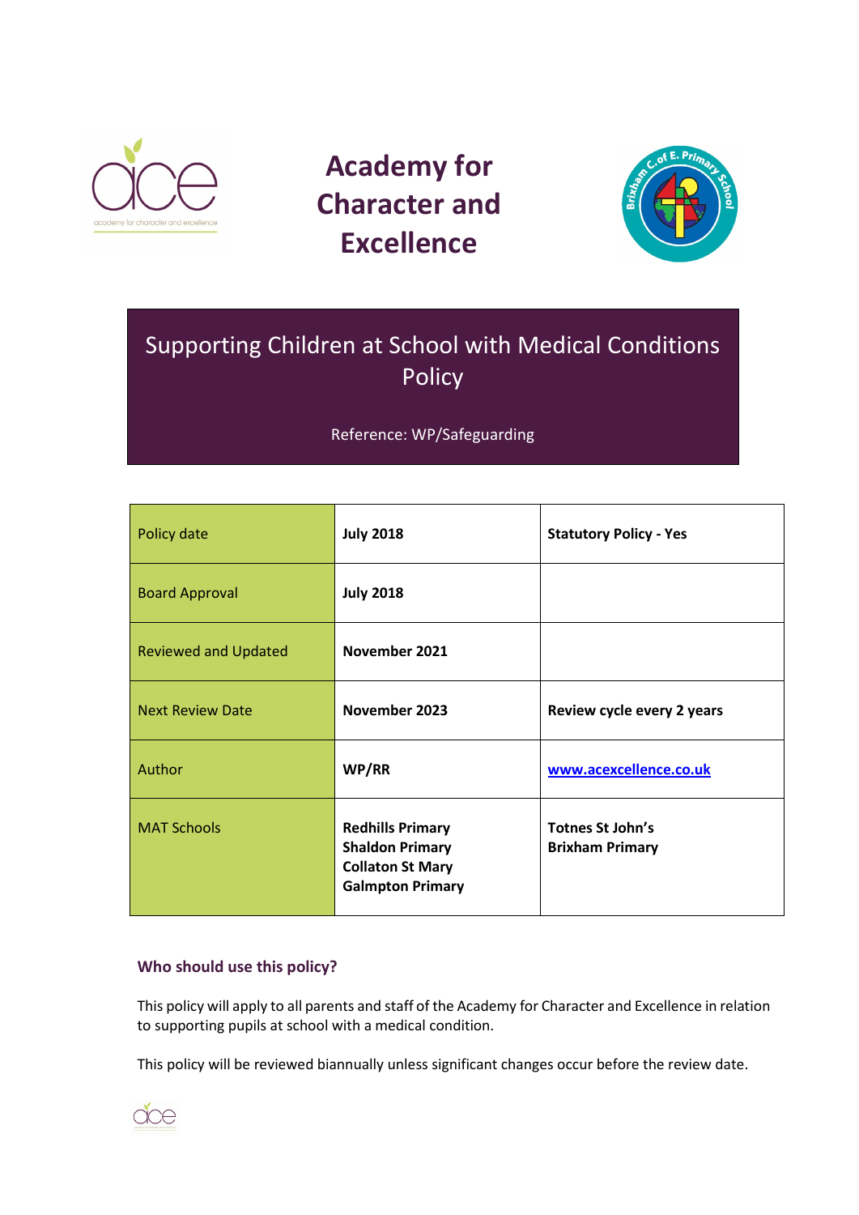# Academy for Character and Excellence

## Supporting Children at School with Medical Conditions Policy

Reference: WP/Safeguarding

| Policy date | **July 2018** | **Statutory Policy - Yes** |
|---|---|---|
| Board Approval | **July 2018** | |
| Reviewed and Updated | **November 2021** | |
| Next Review Date | **November 2023** | **Review cycle every 2 years** |
| Author | **WP/RR** | **www.acexcellence.co.uk** |
| MAT Schools | **Redhills Primary**<br>**Shaldon Primary**<br>**Collaton St Mary**<br>**Galmpton Primary** | **Totnes St John's**<br>**Brixham Primary** |

### Who should use this policy?

This policy will apply to all parents and staff of the Academy for Character and Excellence in relation to supporting pupils at school with a medical condition.

This policy will be reviewed biannually unless significant changes occur before the review date.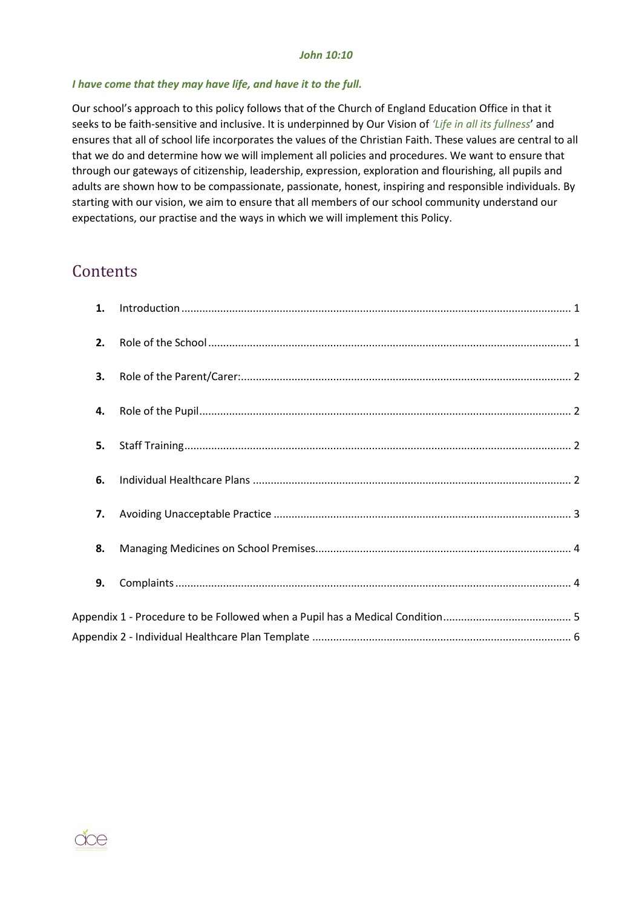***John 10:10***

***I have come that they may have life, and have it to the full.***

Our school's approach to this policy follows that of the Church of England Education Office in that it seeks to be faith-sensitive and inclusive. It is underpinned by Our Vision of *'Life in all its fullness*' and ensures that all of school life incorporates the values of the Christian Faith. These values are central to all that we do and determine how we will implement all policies and procedures. We want to ensure that through our gateways of citizenship, leadership, expression, exploration and flourishing, all pupils and adults are shown how to be compassionate, passionate, honest, inspiring and responsible individuals. By starting with our vision, we aim to ensure that all members of our school community understand our expectations, our practise and the ways in which we will implement this Policy.

## Contents

1. Introduction ........ 1
2. Role of the School ........ 1
3. Role of the Parent/Carer: ........ 2
4. Role of the Pupil ........ 2
5. Staff Training ........ 2
6. Individual Healthcare Plans ........ 2
7. Avoiding Unacceptable Practice ........ 3
8. Managing Medicines on School Premises ........ 4
9. Complaints ........ 4

Appendix 1 - Procedure to be Followed when a Pupil has a Medical Condition ........ 5

Appendix 2 - Individual Healthcare Plan Template ........ 6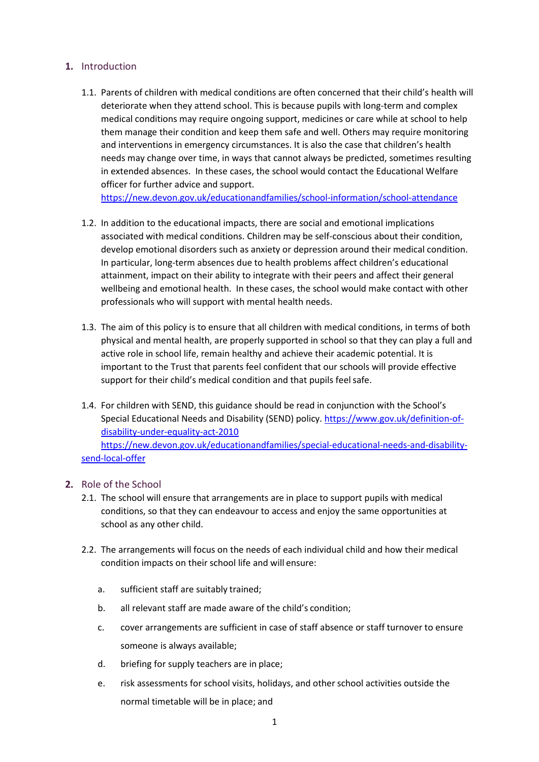## 1. Introduction

1.1. Parents of children with medical conditions are often concerned that their child's health will deteriorate when they attend school. This is because pupils with long-term and complex medical conditions may require ongoing support, medicines or care while at school to help them manage their condition and keep them safe and well. Others may require monitoring and interventions in emergency circumstances. It is also the case that children's health needs may change over time, in ways that cannot always be predicted, sometimes resulting in extended absences. In these cases, the school would contact the Educational Welfare officer for further advice and support. https://new.devon.gov.uk/educationandfamilies/school-information/school-attendance

1.2. In addition to the educational impacts, there are social and emotional implications associated with medical conditions. Children may be self-conscious about their condition, develop emotional disorders such as anxiety or depression around their medical condition. In particular, long-term absences due to health problems affect children's educational attainment, impact on their ability to integrate with their peers and affect their general wellbeing and emotional health. In these cases, the school would make contact with other professionals who will support with mental health needs.

1.3. The aim of this policy is to ensure that all children with medical conditions, in terms of both physical and mental health, are properly supported in school so that they can play a full and active role in school life, remain healthy and achieve their academic potential. It is important to the Trust that parents feel confident that our schools will provide effective support for their child's medical condition and that pupils feel safe.

1.4. For children with SEND, this guidance should be read in conjunction with the School's Special Educational Needs and Disability (SEND) policy. https://www.gov.uk/definition-of-disability-under-equality-act-2010 https://new.devon.gov.uk/educationandfamilies/special-educational-needs-and-disability-send-local-offer

## 2. Role of the School

2.1. The school will ensure that arrangements are in place to support pupils with medical conditions, so that they can endeavour to access and enjoy the same opportunities at school as any other child.

2.2. The arrangements will focus on the needs of each individual child and how their medical condition impacts on their school life and will ensure:

a. sufficient staff are suitably trained;

b. all relevant staff are made aware of the child's condition;

c. cover arrangements are sufficient in case of staff absence or staff turnover to ensure someone is always available;

d. briefing for supply teachers are in place;

e. risk assessments for school visits, holidays, and other school activities outside the normal timetable will be in place; and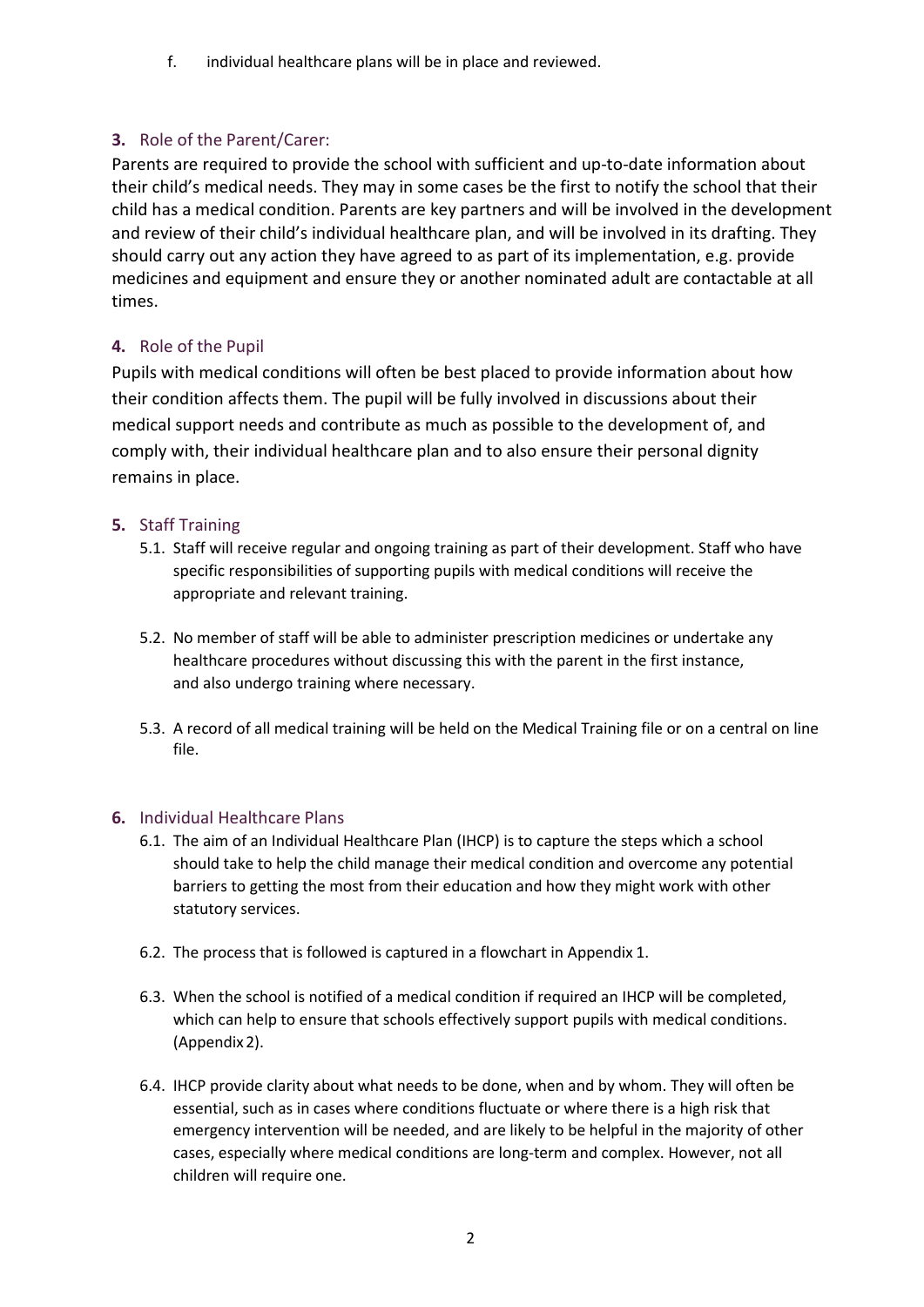f. individual healthcare plans will be in place and reviewed.

## 3. Role of the Parent/Carer:

Parents are required to provide the school with sufficient and up-to-date information about their child's medical needs. They may in some cases be the first to notify the school that their child has a medical condition. Parents are key partners and will be involved in the development and review of their child's individual healthcare plan, and will be involved in its drafting. They should carry out any action they have agreed to as part of its implementation, e.g. provide medicines and equipment and ensure they or another nominated adult are contactable at all times.

## 4. Role of the Pupil

Pupils with medical conditions will often be best placed to provide information about how their condition affects them. The pupil will be fully involved in discussions about their medical support needs and contribute as much as possible to the development of, and comply with, their individual healthcare plan and to also ensure their personal dignity remains in place.

## 5. Staff Training

5.1. Staff will receive regular and ongoing training as part of their development. Staff who have specific responsibilities of supporting pupils with medical conditions will receive the appropriate and relevant training.

5.2. No member of staff will be able to administer prescription medicines or undertake any healthcare procedures without discussing this with the parent in the first instance, and also undergo training where necessary.

5.3. A record of all medical training will be held on the Medical Training file or on a central on line file.

## 6. Individual Healthcare Plans

6.1. The aim of an Individual Healthcare Plan (IHCP) is to capture the steps which a school should take to help the child manage their medical condition and overcome any potential barriers to getting the most from their education and how they might work with other statutory services.

6.2. The process that is followed is captured in a flowchart in Appendix 1.

6.3. When the school is notified of a medical condition if required an IHCP will be completed, which can help to ensure that schools effectively support pupils with medical conditions. (Appendix 2).

6.4. IHCP provide clarity about what needs to be done, when and by whom. They will often be essential, such as in cases where conditions fluctuate or where there is a high risk that emergency intervention will be needed, and are likely to be helpful in the majority of other cases, especially where medical conditions are long-term and complex. However, not all children will require one.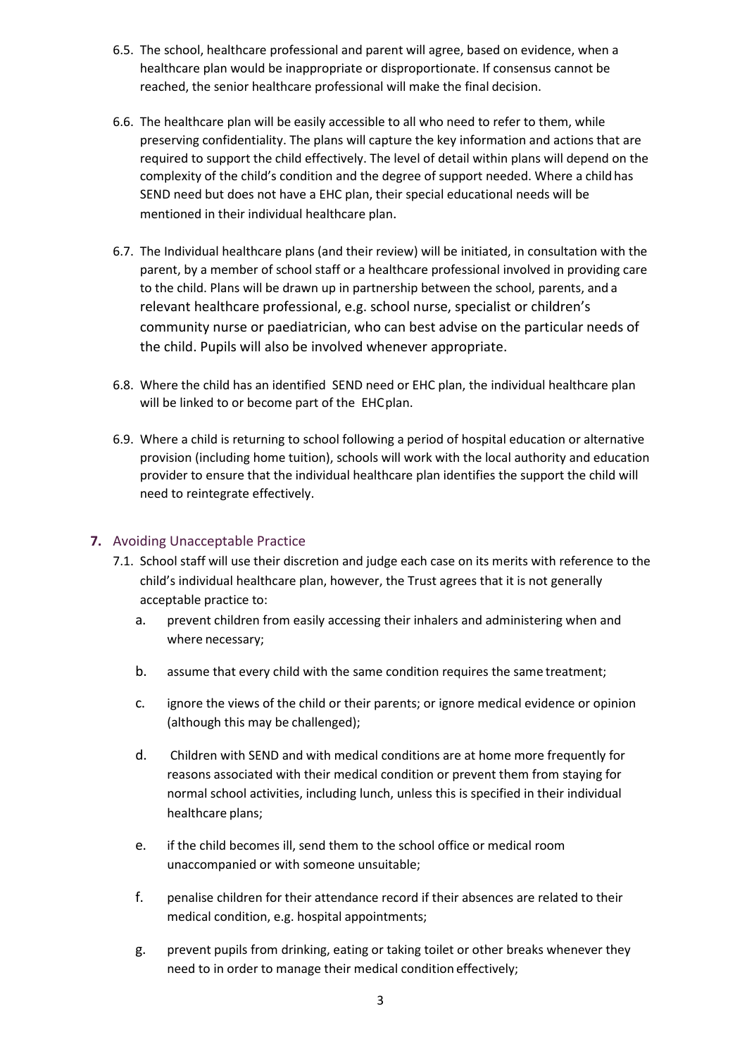6.5. The school, healthcare professional and parent will agree, based on evidence, when a healthcare plan would be inappropriate or disproportionate. If consensus cannot be reached, the senior healthcare professional will make the final decision.

6.6. The healthcare plan will be easily accessible to all who need to refer to them, while preserving confidentiality. The plans will capture the key information and actions that are required to support the child effectively. The level of detail within plans will depend on the complexity of the child's condition and the degree of support needed. Where a child has SEND need but does not have a EHC plan, their special educational needs will be mentioned in their individual healthcare plan.

6.7. The Individual healthcare plans (and their review) will be initiated, in consultation with the parent, by a member of school staff or a healthcare professional involved in providing care to the child. Plans will be drawn up in partnership between the school, parents, and a relevant healthcare professional, e.g. school nurse, specialist or children's community nurse or paediatrician, who can best advise on the particular needs of the child. Pupils will also be involved whenever appropriate.

6.8. Where the child has an identified SEND need or EHC plan, the individual healthcare plan will be linked to or become part of the EHC plan.

6.9. Where a child is returning to school following a period of hospital education or alternative provision (including home tuition), schools will work with the local authority and education provider to ensure that the individual healthcare plan identifies the support the child will need to reintegrate effectively.

## 7. Avoiding Unacceptable Practice

7.1. School staff will use their discretion and judge each case on its merits with reference to the child's individual healthcare plan, however, the Trust agrees that it is not generally acceptable practice to:

a. prevent children from easily accessing their inhalers and administering when and where necessary;

b. assume that every child with the same condition requires the same treatment;

c. ignore the views of the child or their parents; or ignore medical evidence or opinion (although this may be challenged);

d. Children with SEND and with medical conditions are at home more frequently for reasons associated with their medical condition or prevent them from staying for normal school activities, including lunch, unless this is specified in their individual healthcare plans;

e. if the child becomes ill, send them to the school office or medical room unaccompanied or with someone unsuitable;

f. penalise children for their attendance record if their absences are related to their medical condition, e.g. hospital appointments;

g. prevent pupils from drinking, eating or taking toilet or other breaks whenever they need to in order to manage their medical condition effectively;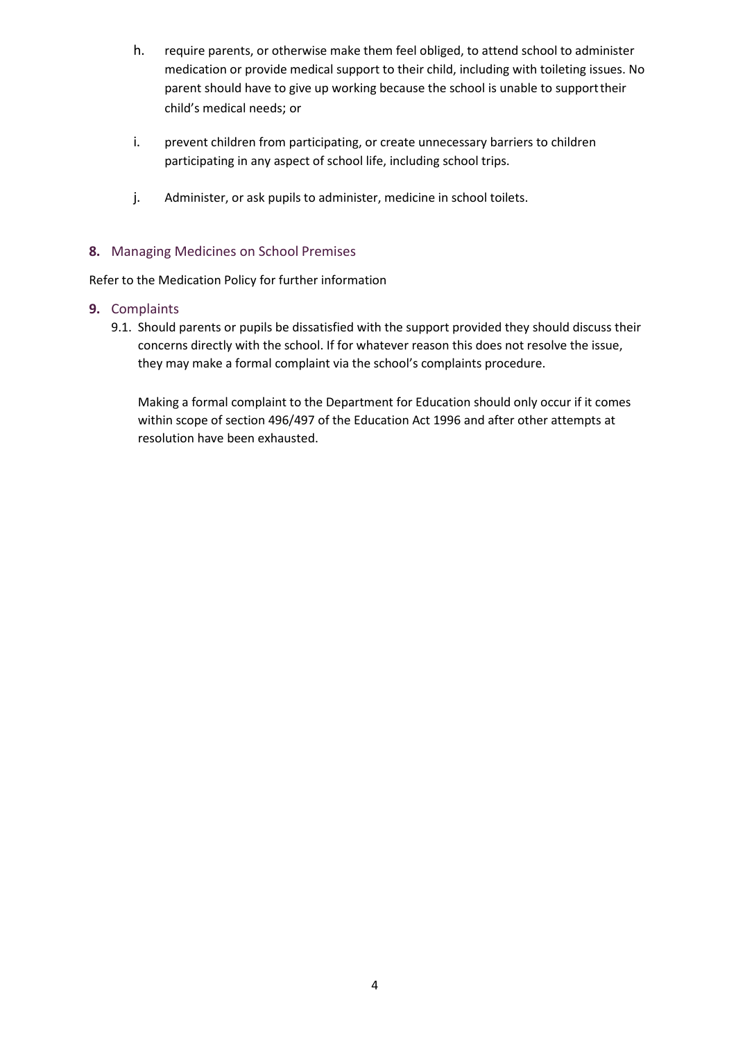h. require parents, or otherwise make them feel obliged, to attend school to administer medication or provide medical support to their child, including with toileting issues. No parent should have to give up working because the school is unable to support their child's medical needs; or

i. prevent children from participating, or create unnecessary barriers to children participating in any aspect of school life, including school trips.

j. Administer, or ask pupils to administer, medicine in school toilets.

## **8.** Managing Medicines on School Premises

Refer to the Medication Policy for further information

## **9.** Complaints

9.1. Should parents or pupils be dissatisfied with the support provided they should discuss their concerns directly with the school. If for whatever reason this does not resolve the issue, they may make a formal complaint via the school's complaints procedure.

Making a formal complaint to the Department for Education should only occur if it comes within scope of section 496/497 of the Education Act 1996 and after other attempts at resolution have been exhausted.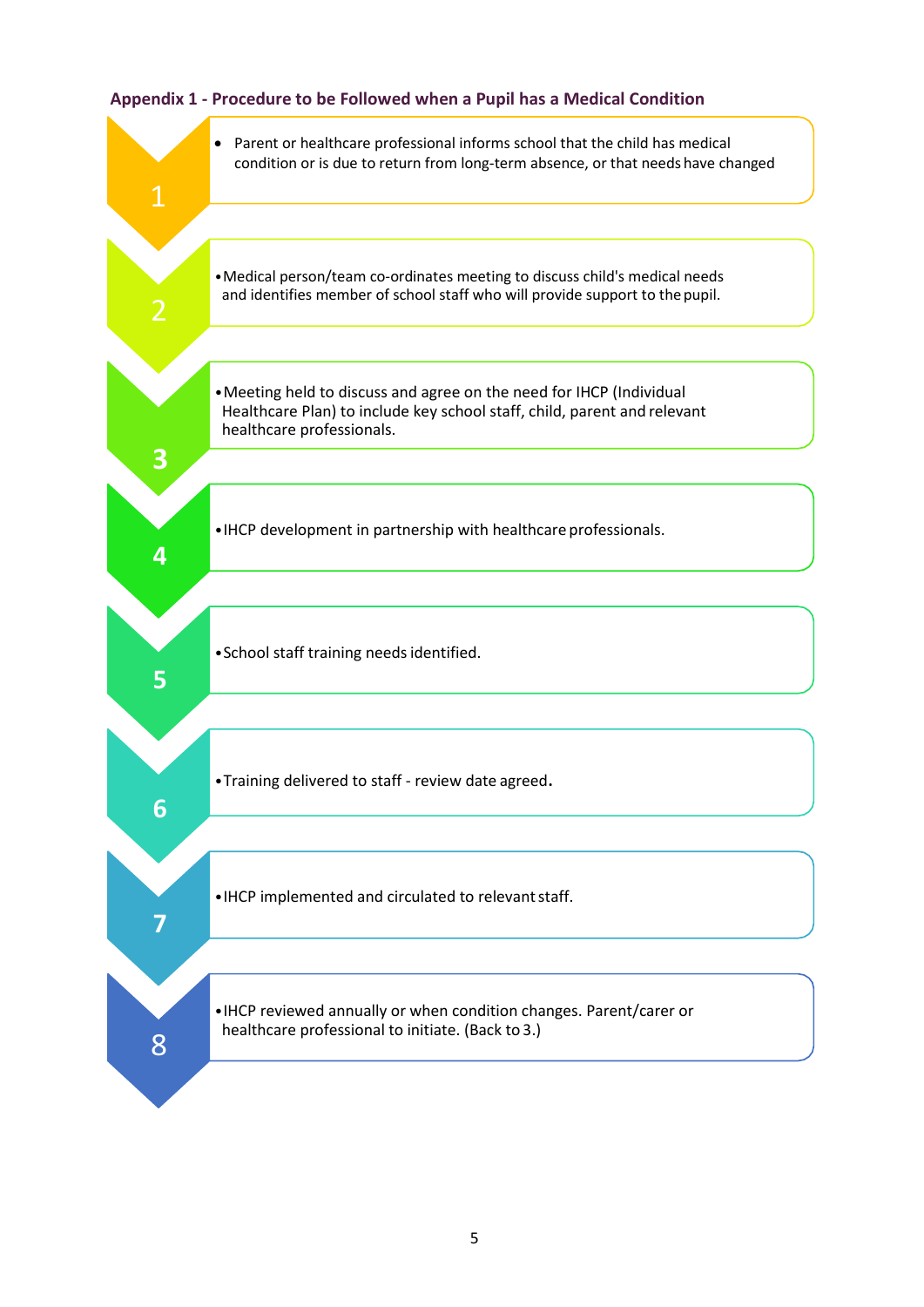## Appendix 1 - Procedure to be Followed when a Pupil has a Medical Condition

1. Parent or healthcare professional informs school that the child has medical condition or is due to return from long-term absence, or that needs have changed
2. Medical person/team co-ordinates meeting to discuss child's medical needs and identifies member of school staff who will provide support to the pupil.
3. Meeting held to discuss and agree on the need for IHCP (Individual Healthcare Plan) to include key school staff, child, parent and relevant healthcare professionals.
4. IHCP development in partnership with healthcare professionals.
5. School staff training needs identified.
6. Training delivered to staff - review date agreed.
7. IHCP implemented and circulated to relevant staff.
8. IHCP reviewed annually or when condition changes. Parent/carer or healthcare professional to initiate. (Back to 3.)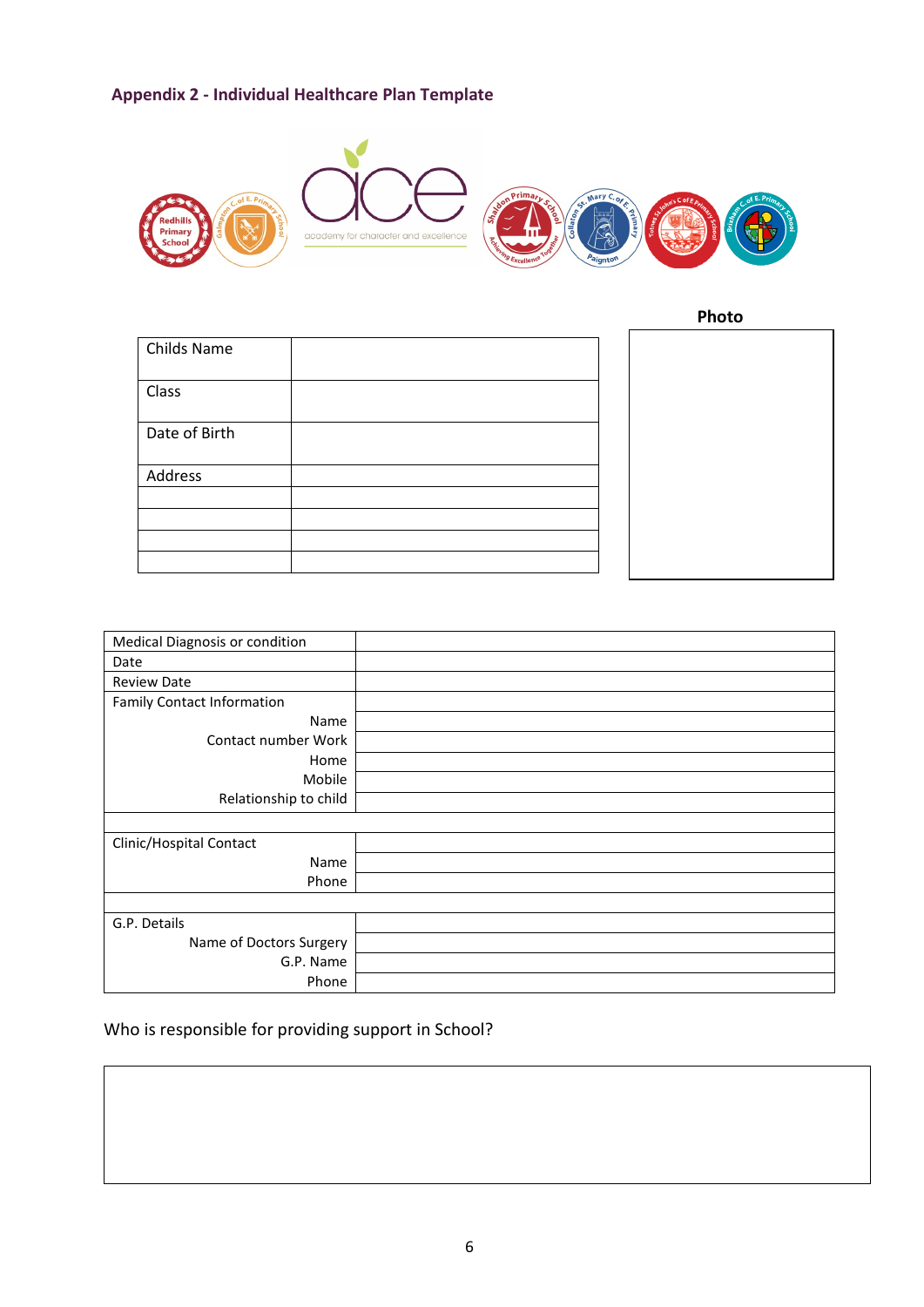## Appendix 2 - Individual Healthcare Plan Template

**Photo**

| Childs Name | |
|---|---|
| Class | |
| Date of Birth | |
| Address | |
| | |
| | |
| | |
| | |

| Medical Diagnosis or condition | |
|---|---|
| Date | |
| Review Date | |
| Family Contact Information | |
| Name | |
| Contact number Work | |
| Home | |
| Mobile | |
| Relationship to child | |
| | |
| Clinic/Hospital Contact | |
| Name | |
| Phone | |
| | |
| G.P. Details | |
| Name of Doctors Surgery | |
| G.P. Name | |
| Phone | |

Who is responsible for providing support in School?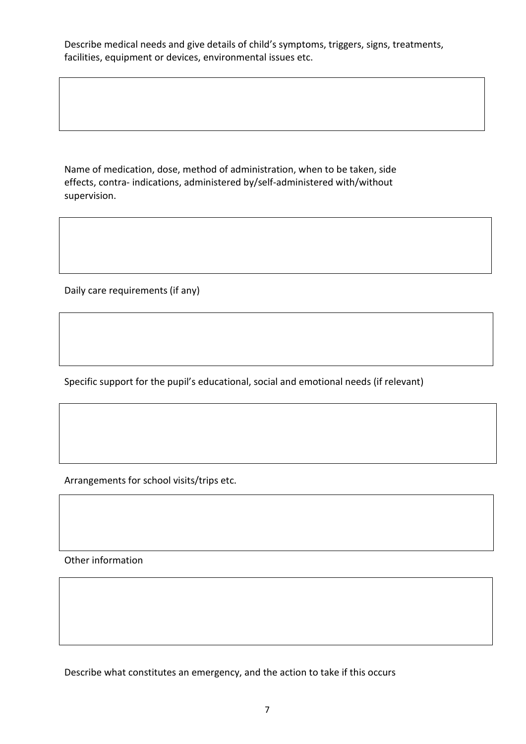Describe medical needs and give details of child's symptoms, triggers, signs, treatments, facilities, equipment or devices, environmental issues etc.

Name of medication, dose, method of administration, when to be taken, side effects, contra- indications, administered by/self-administered with/without supervision.

Daily care requirements (if any)

Specific support for the pupil's educational, social and emotional needs (if relevant)

Arrangements for school visits/trips etc.

Other information

Describe what constitutes an emergency, and the action to take if this occurs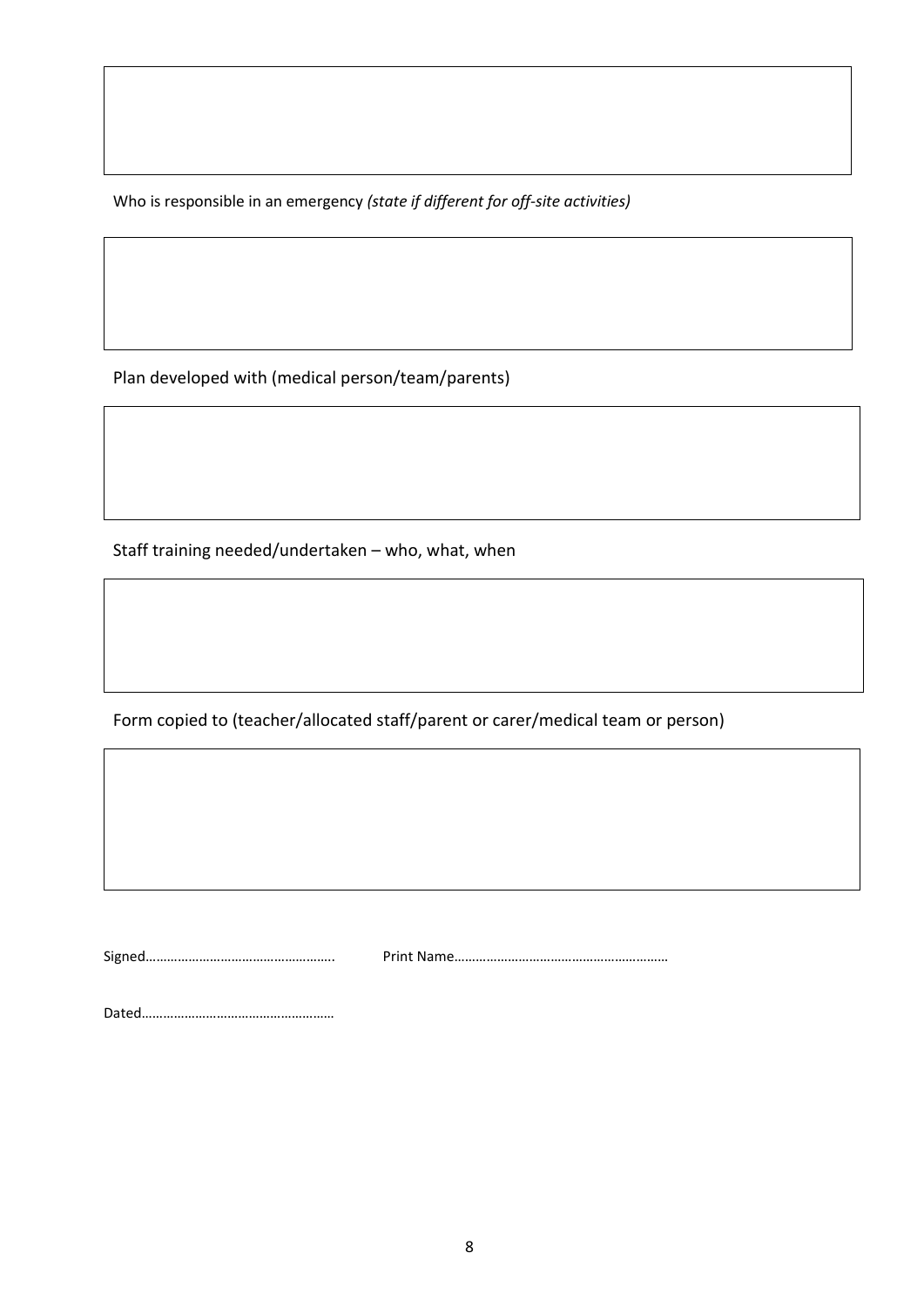Who is responsible in an emergency *(state if different for off-site activities)*

Plan developed with (medical person/team/parents)

Staff training needed/undertaken – who, what, when

Form copied to (teacher/allocated staff/parent or carer/medical team or person)

Signed…………………………………………….  Print Name……………………………………………………

Dated………………………………………………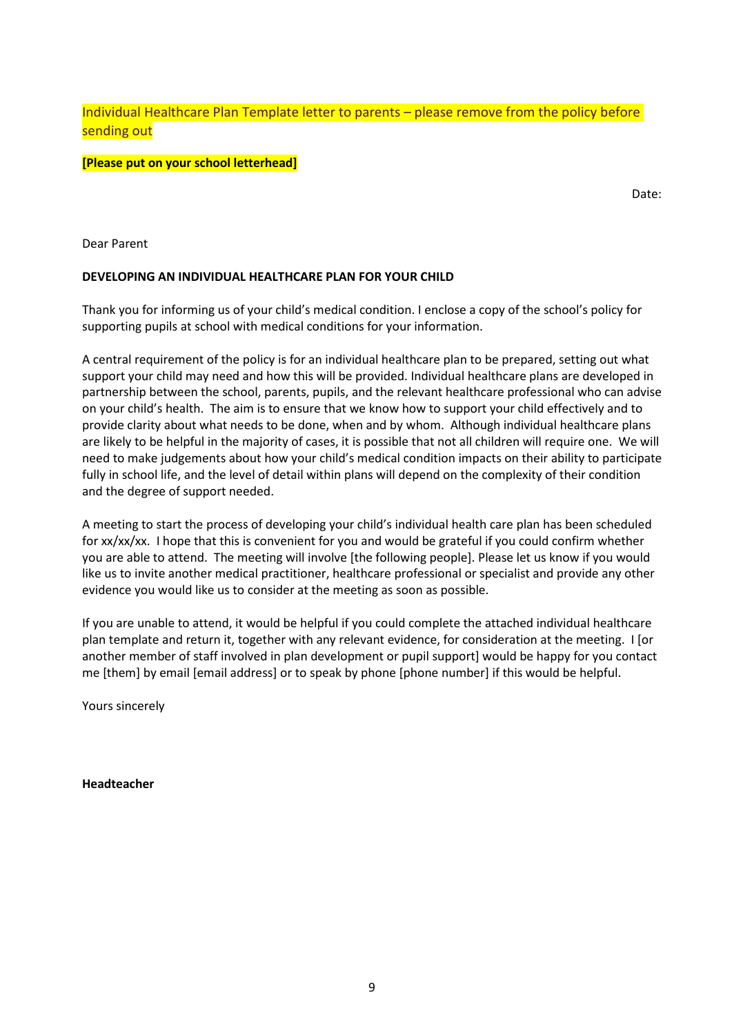Individual Healthcare Plan Template letter to parents – please remove from the policy before sending out

**[Please put on your school letterhead]**

Date:

Dear Parent

**DEVELOPING AN INDIVIDUAL HEALTHCARE PLAN FOR YOUR CHILD**

Thank you for informing us of your child's medical condition. I enclose a copy of the school's policy for supporting pupils at school with medical conditions for your information.

A central requirement of the policy is for an individual healthcare plan to be prepared, setting out what support your child may need and how this will be provided. Individual healthcare plans are developed in partnership between the school, parents, pupils, and the relevant healthcare professional who can advise on your child's health. The aim is to ensure that we know how to support your child effectively and to provide clarity about what needs to be done, when and by whom. Although individual healthcare plans are likely to be helpful in the majority of cases, it is possible that not all children will require one. We will need to make judgements about how your child's medical condition impacts on their ability to participate fully in school life, and the level of detail within plans will depend on the complexity of their condition and the degree of support needed.

A meeting to start the process of developing your child's individual health care plan has been scheduled for xx/xx/xx. I hope that this is convenient for you and would be grateful if you could confirm whether you are able to attend. The meeting will involve [the following people]. Please let us know if you would like us to invite another medical practitioner, healthcare professional or specialist and provide any other evidence you would like us to consider at the meeting as soon as possible.

If you are unable to attend, it would be helpful if you could complete the attached individual healthcare plan template and return it, together with any relevant evidence, for consideration at the meeting. I [or another member of staff involved in plan development or pupil support] would be happy for you contact me [them] by email [email address] or to speak by phone [phone number] if this would be helpful.

Yours sincerely

**Headteacher**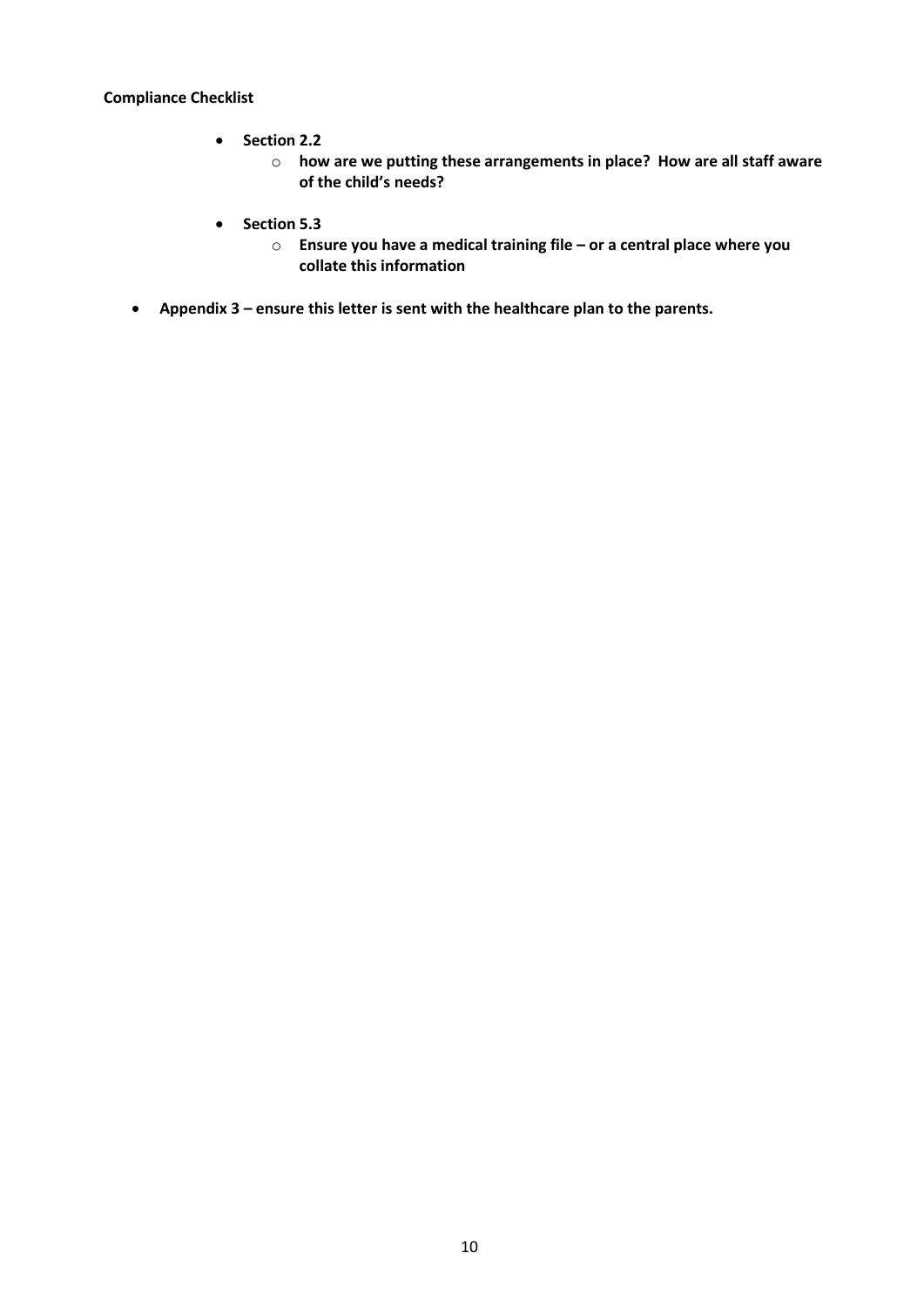**Compliance Checklist**

- **Section 2.2**
  - **how are we putting these arrangements in place? How are all staff aware of the child's needs?**

- **Section 5.3**
  - **Ensure you have a medical training file – or a central place where you collate this information**

- **Appendix 3 – ensure this letter is sent with the healthcare plan to the parents.**